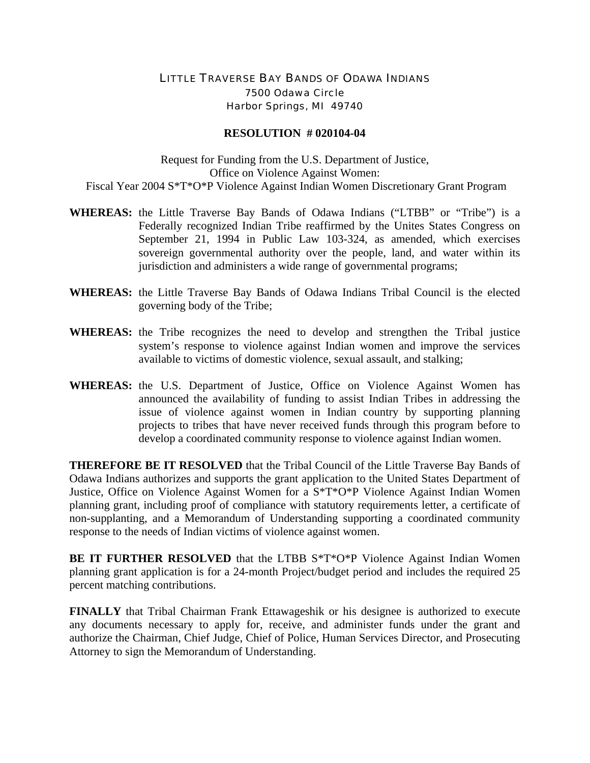LITTLE TRAVERSE BAY BANDS OF ODAWA INDIANS
7500 Odawa Circle
Harbor Springs, MI 49740

**RESOLUTION # 020104-04**

Request for Funding from the U.S. Department of Justice,
Office on Violence Against Women:
Fiscal Year 2004 S*T*O*P Violence Against Indian Women Discretionary Grant Program

**WHEREAS:** the Little Traverse Bay Bands of Odawa Indians ("LTBB" or "Tribe") is a Federally recognized Indian Tribe reaffirmed by the Unites States Congress on September 21, 1994 in Public Law 103-324, as amended, which exercises sovereign governmental authority over the people, land, and water within its jurisdiction and administers a wide range of governmental programs;

**WHEREAS:** the Little Traverse Bay Bands of Odawa Indians Tribal Council is the elected governing body of the Tribe;

**WHEREAS:** the Tribe recognizes the need to develop and strengthen the Tribal justice system's response to violence against Indian women and improve the services available to victims of domestic violence, sexual assault, and stalking;

**WHEREAS:** the U.S. Department of Justice, Office on Violence Against Women has announced the availability of funding to assist Indian Tribes in addressing the issue of violence against women in Indian country by supporting planning projects to tribes that have never received funds through this program before to develop a coordinated community response to violence against Indian women.

**THEREFORE BE IT RESOLVED** that the Tribal Council of the Little Traverse Bay Bands of Odawa Indians authorizes and supports the grant application to the United States Department of Justice, Office on Violence Against Women for a S*T*O*P Violence Against Indian Women planning grant, including proof of compliance with statutory requirements letter, a certificate of non-supplanting, and a Memorandum of Understanding supporting a coordinated community response to the needs of Indian victims of violence against women.

**BE IT FURTHER RESOLVED** that the LTBB S*T*O*P Violence Against Indian Women planning grant application is for a 24-month Project/budget period and includes the required 25 percent matching contributions.

**FINALLY** that Tribal Chairman Frank Ettawageshik or his designee is authorized to execute any documents necessary to apply for, receive, and administer funds under the grant and authorize the Chairman, Chief Judge, Chief of Police, Human Services Director, and Prosecuting Attorney to sign the Memorandum of Understanding.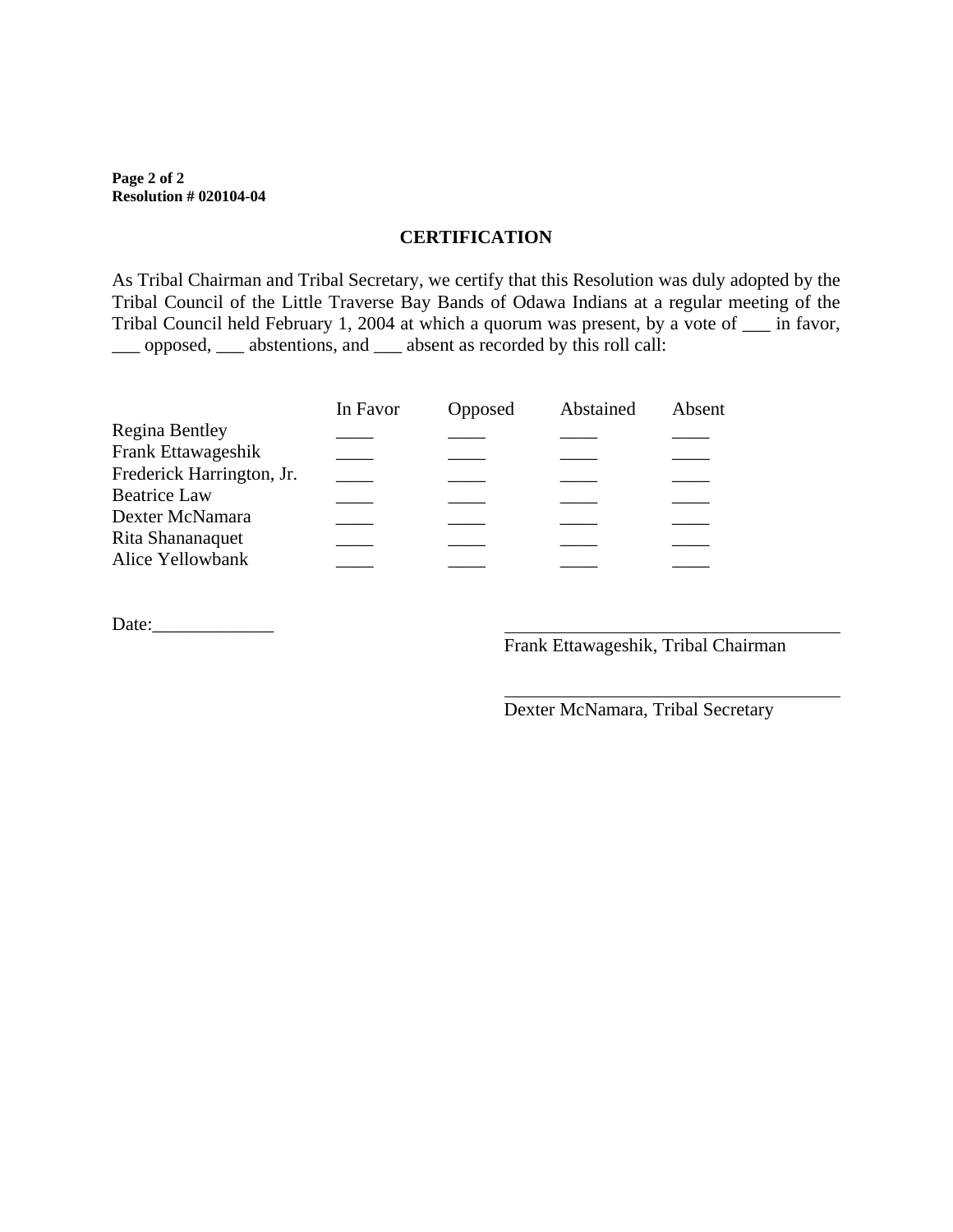**Page 2 of 2**
**Resolution # 020104-04**

## CERTIFICATION

As Tribal Chairman and Tribal Secretary, we certify that this Resolution was duly adopted by the Tribal Council of the Little Traverse Bay Bands of Odawa Indians at a regular meeting of the Tribal Council held February 1, 2004 at which a quorum was present, by a vote of ___ in favor, ___ opposed, ___ abstentions, and ___ absent as recorded by this roll call:

| | In Favor | Opposed | Abstained | Absent |
|---|---|---|---|---|
| Regina Bentley | ____ | ____ | ____ | ____ |
| Frank Ettawageshik | ____ | ____ | ____ | ____ |
| Frederick Harrington, Jr. | ____ | ____ | ____ | ____ |
| Beatrice Law | ____ | ____ | ____ | ____ |
| Dexter McNamara | ____ | ____ | ____ | ____ |
| Rita Shananaquet | ____ | ____ | ____ | ____ |
| Alice Yellowbank | ____ | ____ | ____ | ____ |

Date:_____________

______________________________
Frank Ettawageshik, Tribal Chairman

______________________________
Dexter McNamara, Tribal Secretary